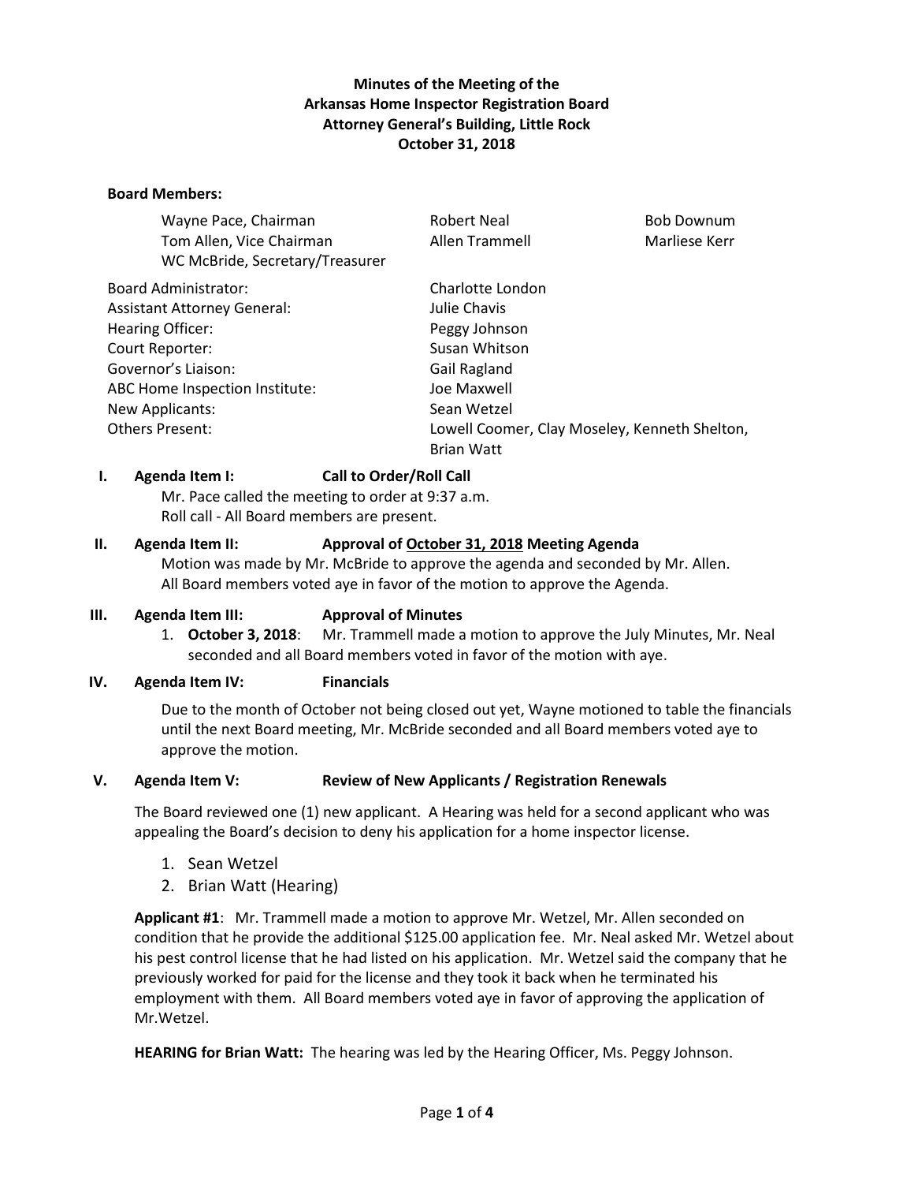**Minutes of the Meeting of the**
**Arkansas Home Inspector Registration Board**
**Attorney General's Building, Little Rock**
**October 31, 2018**

**Board Members:**

| | | |
|---|---|---|
| Wayne Pace, Chairman | Robert Neal | Bob Downum |
| Tom Allen, Vice Chairman | Allen Trammell | Marliese Kerr |
| WC McBride, Secretary/Treasurer | | |

| | |
|---|---|
| Board Administrator: | Charlotte London |
| Assistant Attorney General: | Julie Chavis |
| Hearing Officer: | Peggy Johnson |
| Court Reporter: | Susan Whitson |
| Governor's Liaison: | Gail Ragland |
| ABC Home Inspection Institute: | Joe Maxwell |
| New Applicants: | Sean Wetzel |
| Others Present: | Lowell Coomer, Clay Moseley, Kenneth Shelton, Brian Watt |

**I. Agenda Item I: Call to Order/Roll Call**

Mr. Pace called the meeting to order at 9:37 a.m.
Roll call - All Board members are present.

**II. Agenda Item II: Approval of October 31, 2018 Meeting Agenda**

Motion was made by Mr. McBride to approve the agenda and seconded by Mr. Allen. All Board members voted aye in favor of the motion to approve the Agenda.

**III. Agenda Item III: Approval of Minutes**

1. **October 3, 2018**: Mr. Trammell made a motion to approve the July Minutes, Mr. Neal seconded and all Board members voted in favor of the motion with aye.

**IV. Agenda Item IV: Financials**

Due to the month of October not being closed out yet, Wayne motioned to table the financials until the next Board meeting, Mr. McBride seconded and all Board members voted aye to approve the motion.

**V. Agenda Item V: Review of New Applicants / Registration Renewals**

The Board reviewed one (1) new applicant. A Hearing was held for a second applicant who was appealing the Board's decision to deny his application for a home inspector license.

1. Sean Wetzel
2. Brian Watt (Hearing)

**Applicant #1**: Mr. Trammell made a motion to approve Mr. Wetzel, Mr. Allen seconded on condition that he provide the additional $125.00 application fee. Mr. Neal asked Mr. Wetzel about his pest control license that he had listed on his application. Mr. Wetzel said the company that he previously worked for paid for the license and they took it back when he terminated his employment with them. All Board members voted aye in favor of approving the application of Mr.Wetzel.

**HEARING for Brian Watt:** The hearing was led by the Hearing Officer, Ms. Peggy Johnson.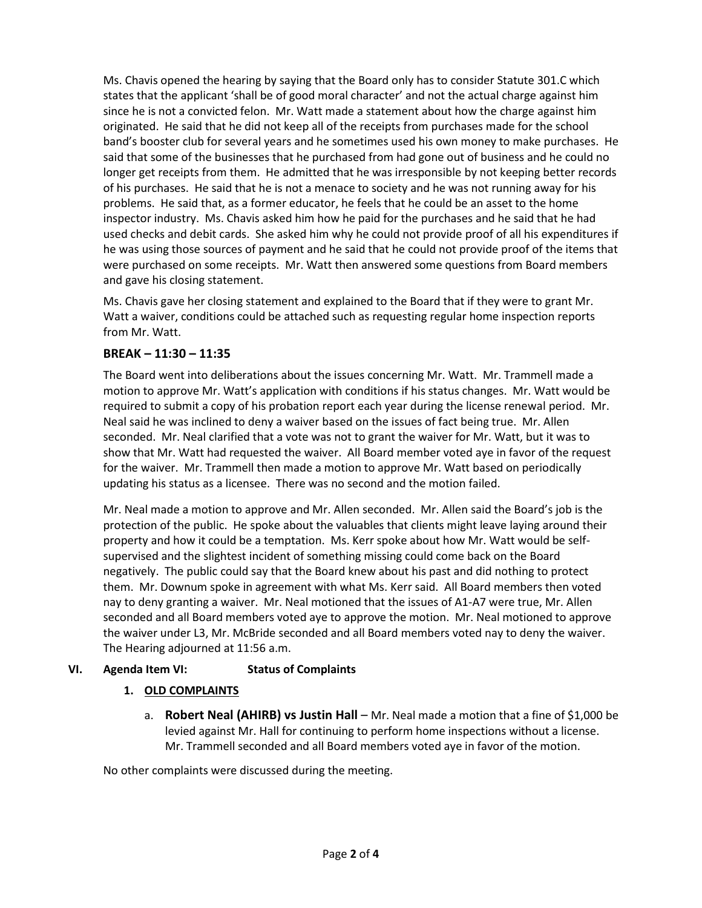Ms. Chavis opened the hearing by saying that the Board only has to consider Statute 301.C which states that the applicant 'shall be of good moral character' and not the actual charge against him since he is not a convicted felon. Mr. Watt made a statement about how the charge against him originated. He said that he did not keep all of the receipts from purchases made for the school band's booster club for several years and he sometimes used his own money to make purchases. He said that some of the businesses that he purchased from had gone out of business and he could no longer get receipts from them. He admitted that he was irresponsible by not keeping better records of his purchases. He said that he is not a menace to society and he was not running away for his problems. He said that, as a former educator, he feels that he could be an asset to the home inspector industry. Ms. Chavis asked him how he paid for the purchases and he said that he had used checks and debit cards. She asked him why he could not provide proof of all his expenditures if he was using those sources of payment and he said that he could not provide proof of the items that were purchased on some receipts. Mr. Watt then answered some questions from Board members and gave his closing statement.

Ms. Chavis gave her closing statement and explained to the Board that if they were to grant Mr. Watt a waiver, conditions could be attached such as requesting regular home inspection reports from Mr. Watt.

### BREAK – 11:30 – 11:35

The Board went into deliberations about the issues concerning Mr. Watt. Mr. Trammell made a motion to approve Mr. Watt's application with conditions if his status changes. Mr. Watt would be required to submit a copy of his probation report each year during the license renewal period. Mr. Neal said he was inclined to deny a waiver based on the issues of fact being true. Mr. Allen seconded. Mr. Neal clarified that a vote was not to grant the waiver for Mr. Watt, but it was to show that Mr. Watt had requested the waiver. All Board member voted aye in favor of the request for the waiver. Mr. Trammell then made a motion to approve Mr. Watt based on periodically updating his status as a licensee. There was no second and the motion failed.

Mr. Neal made a motion to approve and Mr. Allen seconded. Mr. Allen said the Board's job is the protection of the public. He spoke about the valuables that clients might leave laying around their property and how it could be a temptation. Ms. Kerr spoke about how Mr. Watt would be self-supervised and the slightest incident of something missing could come back on the Board negatively. The public could say that the Board knew about his past and did nothing to protect them. Mr. Downum spoke in agreement with what Ms. Kerr said. All Board members then voted nay to deny granting a waiver. Mr. Neal motioned that the issues of A1-A7 were true, Mr. Allen seconded and all Board members voted aye to approve the motion. Mr. Neal motioned to approve the waiver under L3, Mr. McBride seconded and all Board members voted nay to deny the waiver. The Hearing adjourned at 11:56 a.m.

## VI. Agenda Item VI: Status of Complaints

1. **OLD COMPLAINTS**

   a. **Robert Neal (AHIRB) vs Justin Hall** – Mr. Neal made a motion that a fine of $1,000 be levied against Mr. Hall for continuing to perform home inspections without a license. Mr. Trammell seconded and all Board members voted aye in favor of the motion.

No other complaints were discussed during the meeting.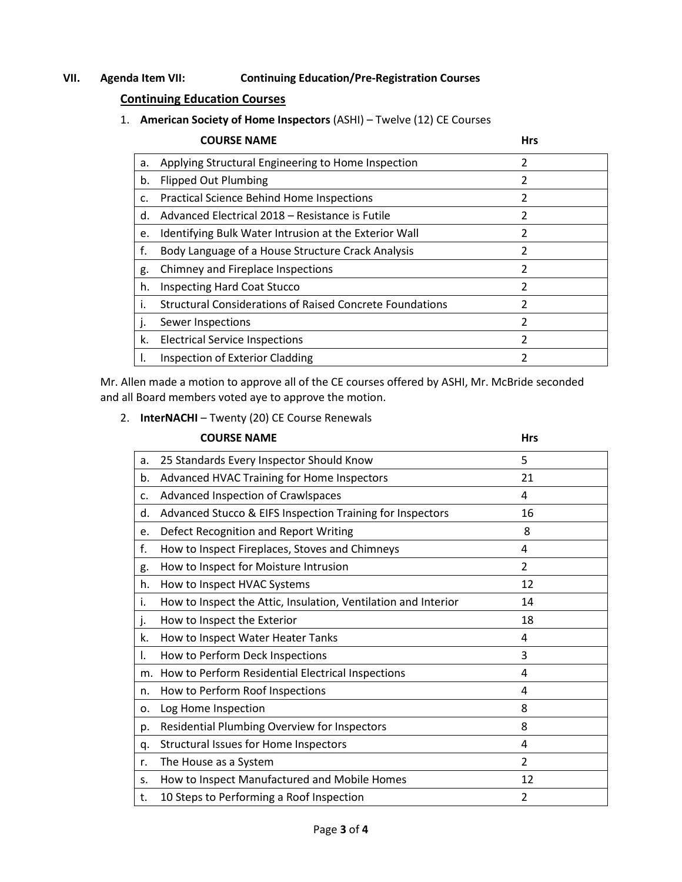**VII. Agenda Item VII: Continuing Education/Pre-Registration Courses**

## Continuing Education Courses

1. **American Society of Home Inspectors** (ASHI) – Twelve (12) CE Courses

| | COURSE NAME | Hrs |
|---|---|---|
| a. | Applying Structural Engineering to Home Inspection | 2 |
| b. | Flipped Out Plumbing | 2 |
| c. | Practical Science Behind Home Inspections | 2 |
| d. | Advanced Electrical 2018 – Resistance is Futile | 2 |
| e. | Identifying Bulk Water Intrusion at the Exterior Wall | 2 |
| f. | Body Language of a House Structure Crack Analysis | 2 |
| g. | Chimney and Fireplace Inspections | 2 |
| h. | Inspecting Hard Coat Stucco | 2 |
| i. | Structural Considerations of Raised Concrete Foundations | 2 |
| j. | Sewer Inspections | 2 |
| k. | Electrical Service Inspections | 2 |
| l. | Inspection of Exterior Cladding | 2 |

Mr. Allen made a motion to approve all of the CE courses offered by ASHI, Mr. McBride seconded and all Board members voted aye to approve the motion.

2. **InterNACHI** – Twenty (20) CE Course Renewals

| | COURSE NAME | Hrs |
|---|---|---|
| a. | 25 Standards Every Inspector Should Know | 5 |
| b. | Advanced HVAC Training for Home Inspectors | 21 |
| c. | Advanced Inspection of Crawlspaces | 4 |
| d. | Advanced Stucco & EIFS Inspection Training for Inspectors | 16 |
| e. | Defect Recognition and Report Writing | 8 |
| f. | How to Inspect Fireplaces, Stoves and Chimneys | 4 |
| g. | How to Inspect for Moisture Intrusion | 2 |
| h. | How to Inspect HVAC Systems | 12 |
| i. | How to Inspect the Attic, Insulation, Ventilation and Interior | 14 |
| j. | How to Inspect the Exterior | 18 |
| k. | How to Inspect Water Heater Tanks | 4 |
| l. | How to Perform Deck Inspections | 3 |
| m. | How to Perform Residential Electrical Inspections | 4 |
| n. | How to Perform Roof Inspections | 4 |
| o. | Log Home Inspection | 8 |
| p. | Residential Plumbing Overview for Inspectors | 8 |
| q. | Structural Issues for Home Inspectors | 4 |
| r. | The House as a System | 2 |
| s. | How to Inspect Manufactured and Mobile Homes | 12 |
| t. | 10 Steps to Performing a Roof Inspection | 2 |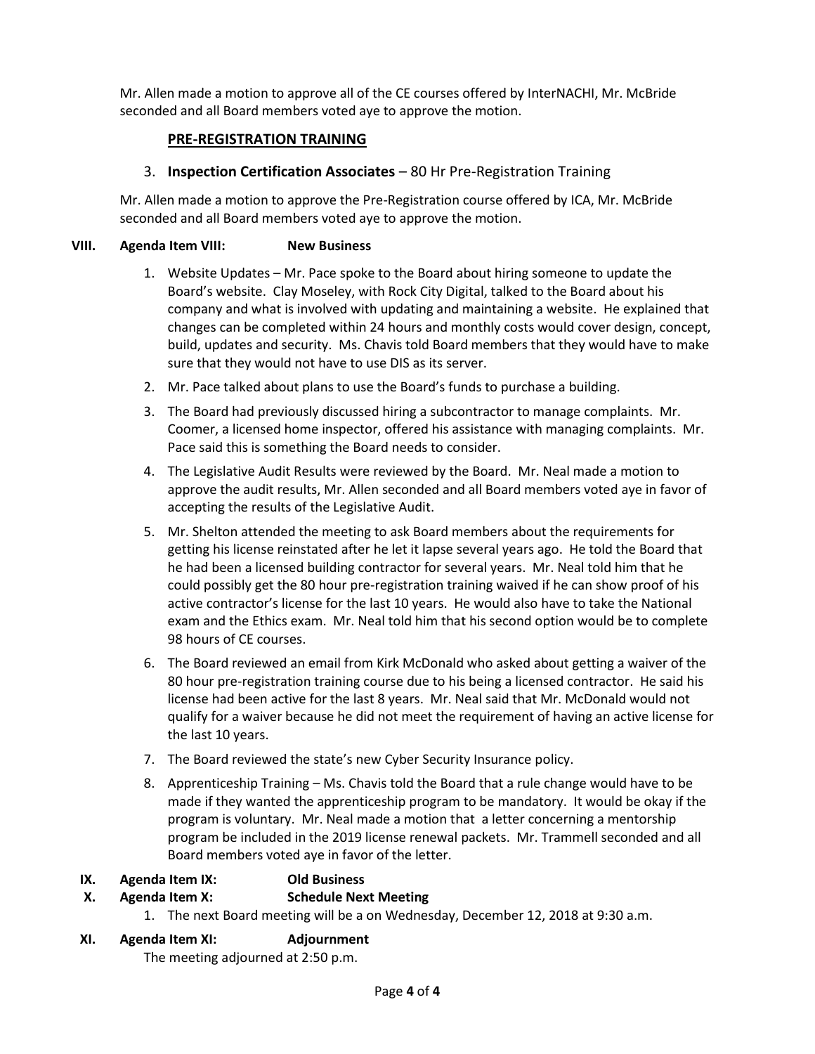Mr. Allen made a motion to approve all of the CE courses offered by InterNACHI, Mr. McBride seconded and all Board members voted aye to approve the motion.

**PRE-REGISTRATION TRAINING**

3. **Inspection Certification Associates** – 80 Hr Pre-Registration Training

Mr. Allen made a motion to approve the Pre-Registration course offered by ICA, Mr. McBride seconded and all Board members voted aye to approve the motion.

**VIII. Agenda Item VIII: New Business**

1. Website Updates – Mr. Pace spoke to the Board about hiring someone to update the Board's website. Clay Moseley, with Rock City Digital, talked to the Board about his company and what is involved with updating and maintaining a website. He explained that changes can be completed within 24 hours and monthly costs would cover design, concept, build, updates and security. Ms. Chavis told Board members that they would have to make sure that they would not have to use DIS as its server.
2. Mr. Pace talked about plans to use the Board's funds to purchase a building.
3. The Board had previously discussed hiring a subcontractor to manage complaints. Mr. Coomer, a licensed home inspector, offered his assistance with managing complaints. Mr. Pace said this is something the Board needs to consider.
4. The Legislative Audit Results were reviewed by the Board. Mr. Neal made a motion to approve the audit results, Mr. Allen seconded and all Board members voted aye in favor of accepting the results of the Legislative Audit.
5. Mr. Shelton attended the meeting to ask Board members about the requirements for getting his license reinstated after he let it lapse several years ago. He told the Board that he had been a licensed building contractor for several years. Mr. Neal told him that he could possibly get the 80 hour pre-registration training waived if he can show proof of his active contractor's license for the last 10 years. He would also have to take the National exam and the Ethics exam. Mr. Neal told him that his second option would be to complete 98 hours of CE courses.
6. The Board reviewed an email from Kirk McDonald who asked about getting a waiver of the 80 hour pre-registration training course due to his being a licensed contractor. He said his license had been active for the last 8 years. Mr. Neal said that Mr. McDonald would not qualify for a waiver because he did not meet the requirement of having an active license for the last 10 years.
7. The Board reviewed the state's new Cyber Security Insurance policy.
8. Apprenticeship Training – Ms. Chavis told the Board that a rule change would have to be made if they wanted the apprenticeship program to be mandatory. It would be okay if the program is voluntary. Mr. Neal made a motion that a letter concerning a mentorship program be included in the 2019 license renewal packets. Mr. Trammell seconded and all Board members voted aye in favor of the letter.

**IX. Agenda Item IX: Old Business**

**X. Agenda Item X: Schedule Next Meeting**

1. The next Board meeting will be a on Wednesday, December 12, 2018 at 9:30 a.m.

**XI. Agenda Item XI: Adjournment**

The meeting adjourned at 2:50 p.m.